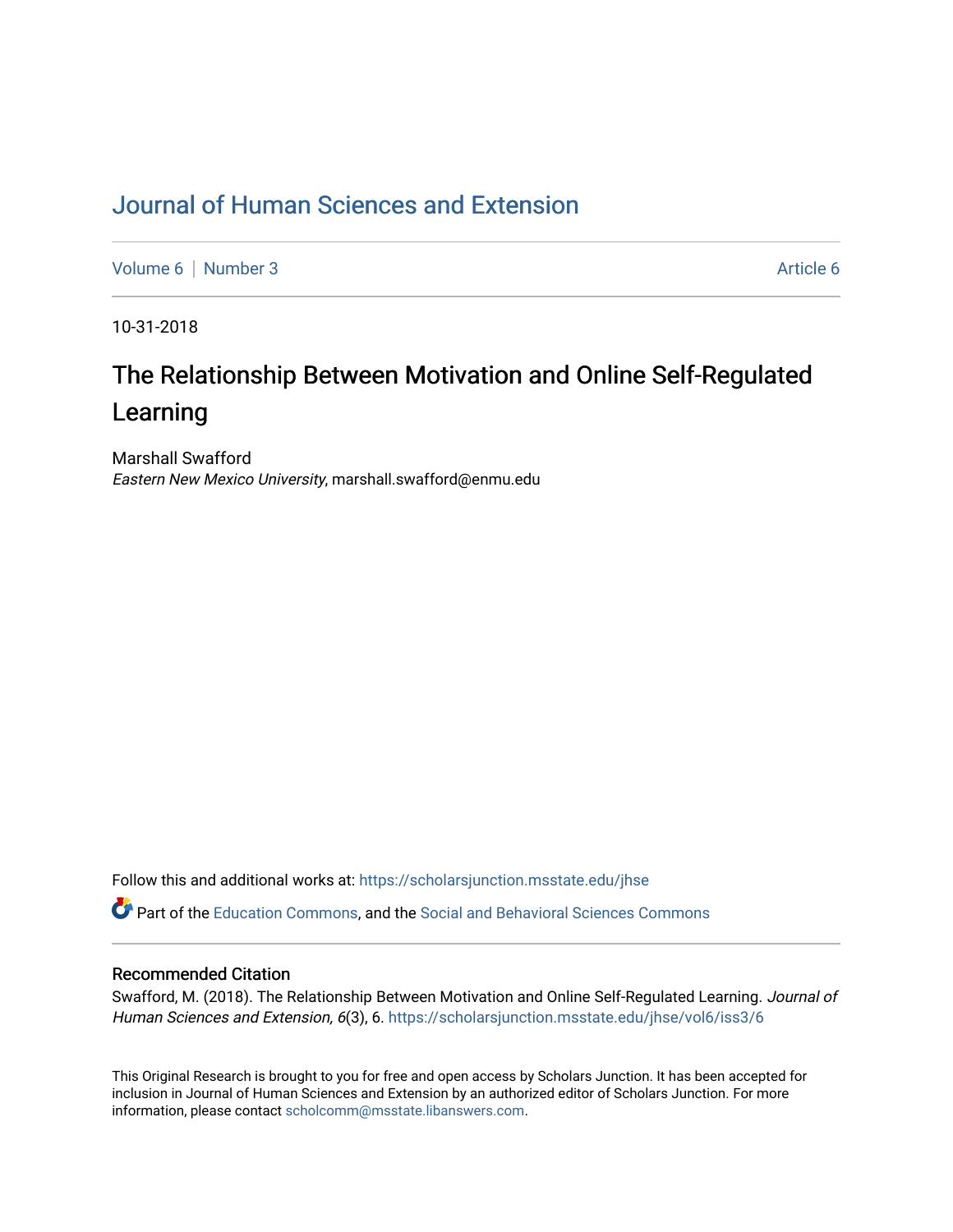# Journal of Human Sciences and Extension

Volume 6 | Number 3 Article 6

10-31-2018

## The Relationship Between Motivation and Online Self-Regulated Learning

Marshall Swafford
*Eastern New Mexico University*, marshall.swafford@enmu.edu

Follow this and additional works at: https://scholarsjunction.msstate.edu/jhse

Part of the Education Commons, and the Social and Behavioral Sciences Commons

### Recommended Citation

Swafford, M. (2018). The Relationship Between Motivation and Online Self-Regulated Learning. *Journal of Human Sciences and Extension, 6*(3), 6. https://scholarsjunction.msstate.edu/jhse/vol6/iss3/6

This Original Research is brought to you for free and open access by Scholars Junction. It has been accepted for inclusion in Journal of Human Sciences and Extension by an authorized editor of Scholars Junction. For more information, please contact scholcomm@msstate.libanswers.com.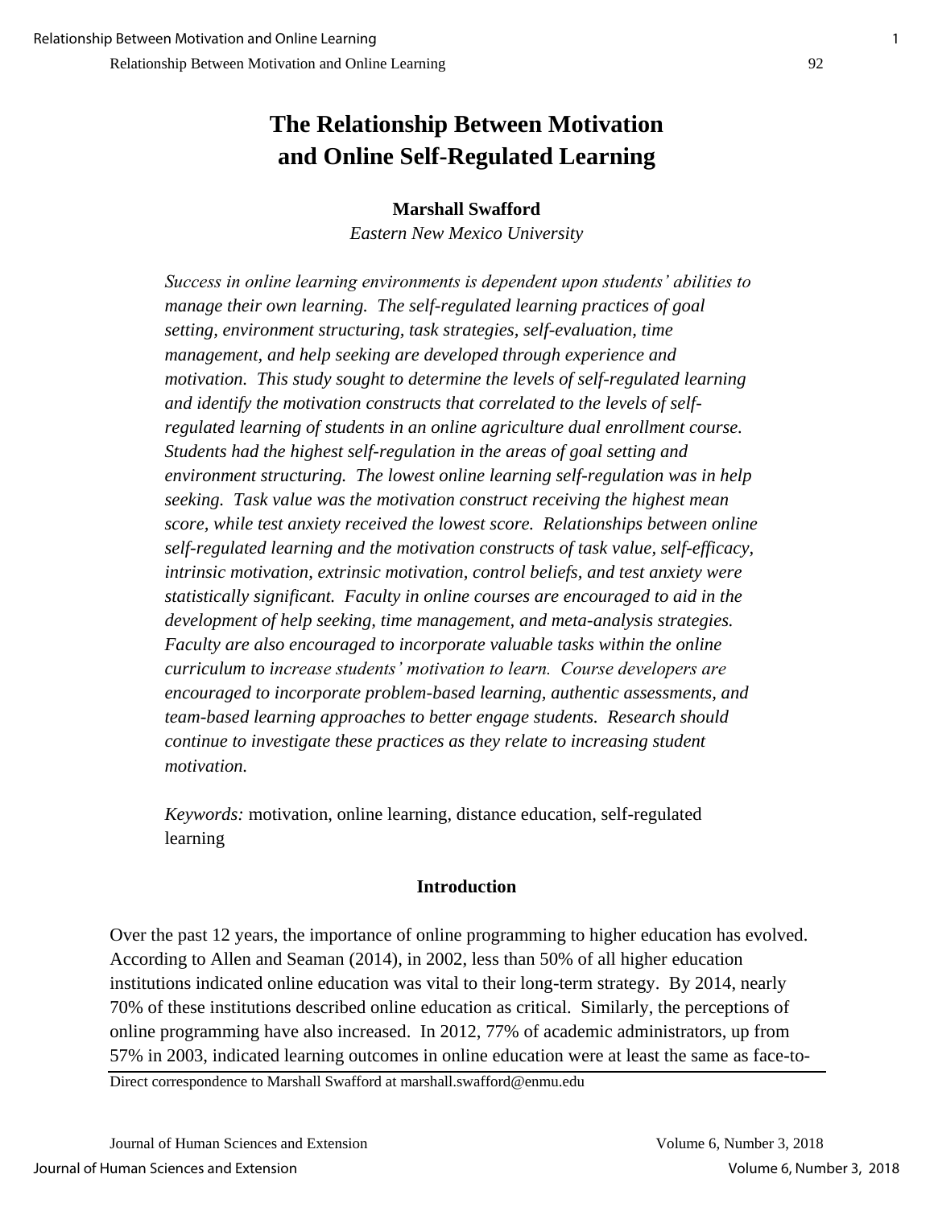# The Relationship Between Motivation and Online Self-Regulated Learning

**Marshall Swafford**

*Eastern New Mexico University*

*Success in online learning environments is dependent upon students' abilities to manage their own learning. The self-regulated learning practices of goal setting, environment structuring, task strategies, self-evaluation, time management, and help seeking are developed through experience and motivation. This study sought to determine the levels of self-regulated learning and identify the motivation constructs that correlated to the levels of self-regulated learning of students in an online agriculture dual enrollment course. Students had the highest self-regulation in the areas of goal setting and environment structuring. The lowest online learning self-regulation was in help seeking. Task value was the motivation construct receiving the highest mean score, while test anxiety received the lowest score. Relationships between online self-regulated learning and the motivation constructs of task value, self-efficacy, intrinsic motivation, extrinsic motivation, control beliefs, and test anxiety were statistically significant. Faculty in online courses are encouraged to aid in the development of help seeking, time management, and meta-analysis strategies. Faculty are also encouraged to incorporate valuable tasks within the online curriculum to increase students' motivation to learn. Course developers are encouraged to incorporate problem-based learning, authentic assessments, and team-based learning approaches to better engage students. Research should continue to investigate these practices as they relate to increasing student motivation.*

*Keywords:* motivation, online learning, distance education, self-regulated learning

## Introduction

Over the past 12 years, the importance of online programming to higher education has evolved. According to Allen and Seaman (2014), in 2002, less than 50% of all higher education institutions indicated online education was vital to their long-term strategy. By 2014, nearly 70% of these institutions described online education as critical. Similarly, the perceptions of online programming have also increased. In 2012, 77% of academic administrators, up from 57% in 2003, indicated learning outcomes in online education were at least the same as face-to-

Direct correspondence to Marshall Swafford at marshall.swafford@enmu.edu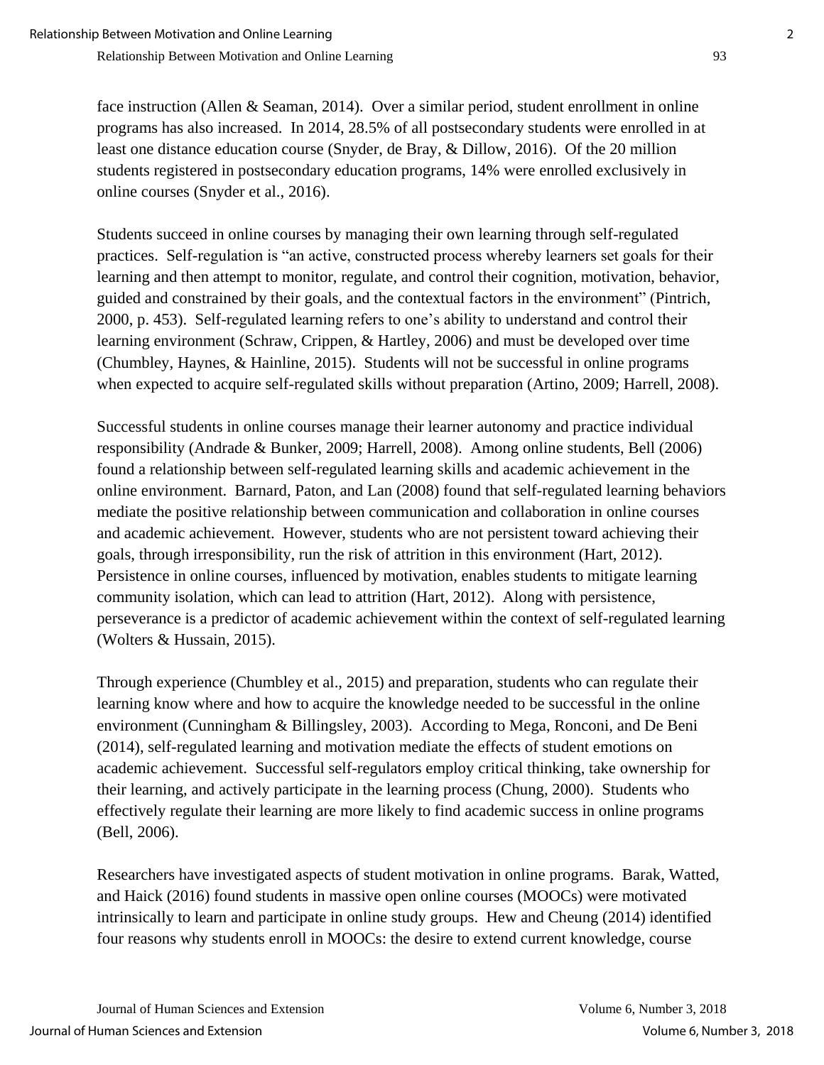face instruction (Allen & Seaman, 2014). Over a similar period, student enrollment in online programs has also increased. In 2014, 28.5% of all postsecondary students were enrolled in at least one distance education course (Snyder, de Bray, & Dillow, 2016). Of the 20 million students registered in postsecondary education programs, 14% were enrolled exclusively in online courses (Snyder et al., 2016).

Students succeed in online courses by managing their own learning through self-regulated practices. Self-regulation is "an active, constructed process whereby learners set goals for their learning and then attempt to monitor, regulate, and control their cognition, motivation, behavior, guided and constrained by their goals, and the contextual factors in the environment" (Pintrich, 2000, p. 453). Self-regulated learning refers to one's ability to understand and control their learning environment (Schraw, Crippen, & Hartley, 2006) and must be developed over time (Chumbley, Haynes, & Hainline, 2015). Students will not be successful in online programs when expected to acquire self-regulated skills without preparation (Artino, 2009; Harrell, 2008).

Successful students in online courses manage their learner autonomy and practice individual responsibility (Andrade & Bunker, 2009; Harrell, 2008). Among online students, Bell (2006) found a relationship between self-regulated learning skills and academic achievement in the online environment. Barnard, Paton, and Lan (2008) found that self-regulated learning behaviors mediate the positive relationship between communication and collaboration in online courses and academic achievement. However, students who are not persistent toward achieving their goals, through irresponsibility, run the risk of attrition in this environment (Hart, 2012). Persistence in online courses, influenced by motivation, enables students to mitigate learning community isolation, which can lead to attrition (Hart, 2012). Along with persistence, perseverance is a predictor of academic achievement within the context of self-regulated learning (Wolters & Hussain, 2015).

Through experience (Chumbley et al., 2015) and preparation, students who can regulate their learning know where and how to acquire the knowledge needed to be successful in the online environment (Cunningham & Billingsley, 2003). According to Mega, Ronconi, and De Beni (2014), self-regulated learning and motivation mediate the effects of student emotions on academic achievement. Successful self-regulators employ critical thinking, take ownership for their learning, and actively participate in the learning process (Chung, 2000). Students who effectively regulate their learning are more likely to find academic success in online programs (Bell, 2006).

Researchers have investigated aspects of student motivation in online programs. Barak, Watted, and Haick (2016) found students in massive open online courses (MOOCs) were motivated intrinsically to learn and participate in online study groups. Hew and Cheung (2014) identified four reasons why students enroll in MOOCs: the desire to extend current knowledge, course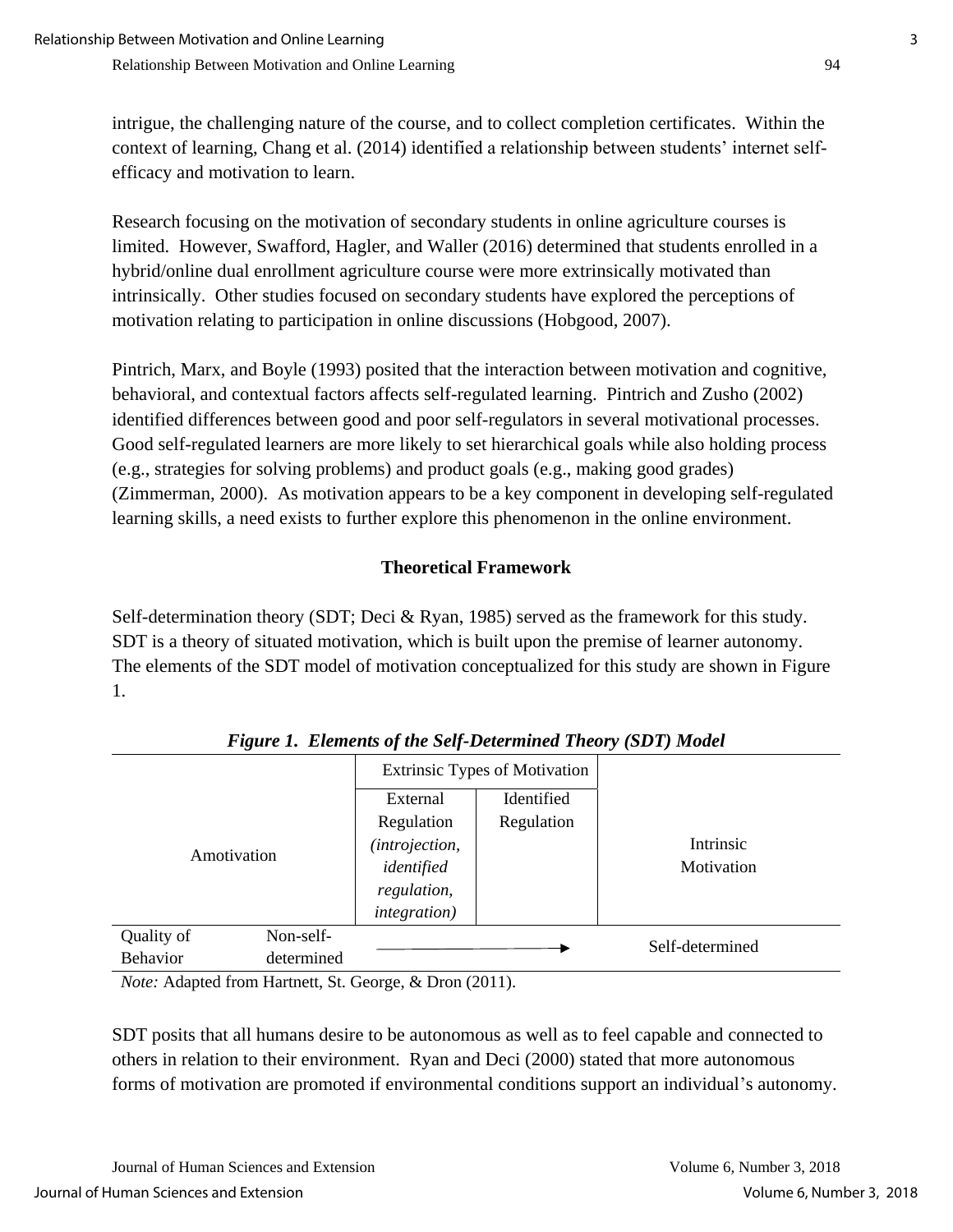intrigue, the challenging nature of the course, and to collect completion certificates. Within the context of learning, Chang et al. (2014) identified a relationship between students' internet self-efficacy and motivation to learn.

Research focusing on the motivation of secondary students in online agriculture courses is limited. However, Swafford, Hagler, and Waller (2016) determined that students enrolled in a hybrid/online dual enrollment agriculture course were more extrinsically motivated than intrinsically. Other studies focused on secondary students have explored the perceptions of motivation relating to participation in online discussions (Hobgood, 2007).

Pintrich, Marx, and Boyle (1993) posited that the interaction between motivation and cognitive, behavioral, and contextual factors affects self-regulated learning. Pintrich and Zusho (2002) identified differences between good and poor self-regulators in several motivational processes. Good self-regulated learners are more likely to set hierarchical goals while also holding process (e.g., strategies for solving problems) and product goals (e.g., making good grades) (Zimmerman, 2000). As motivation appears to be a key component in developing self-regulated learning skills, a need exists to further explore this phenomenon in the online environment.

## Theoretical Framework

Self-determination theory (SDT; Deci & Ryan, 1985) served as the framework for this study. SDT is a theory of situated motivation, which is built upon the premise of learner autonomy. The elements of the SDT model of motivation conceptualized for this study are shown in Figure 1.

***Figure 1. Elements of the Self-Determined Theory (SDT) Model***

| | | Extrinsic Types of Motivation | | |
|---|---|---|---|---|
| Amotivation | | External Regulation *(introjection, identified regulation, integration)* | Identified Regulation | Intrinsic Motivation |
| Quality of Behavior | Non-self-determined | ⟶ | | Self-determined |

*Note:* Adapted from Hartnett, St. George, & Dron (2011).

SDT posits that all humans desire to be autonomous as well as to feel capable and connected to others in relation to their environment. Ryan and Deci (2000) stated that more autonomous forms of motivation are promoted if environmental conditions support an individual's autonomy.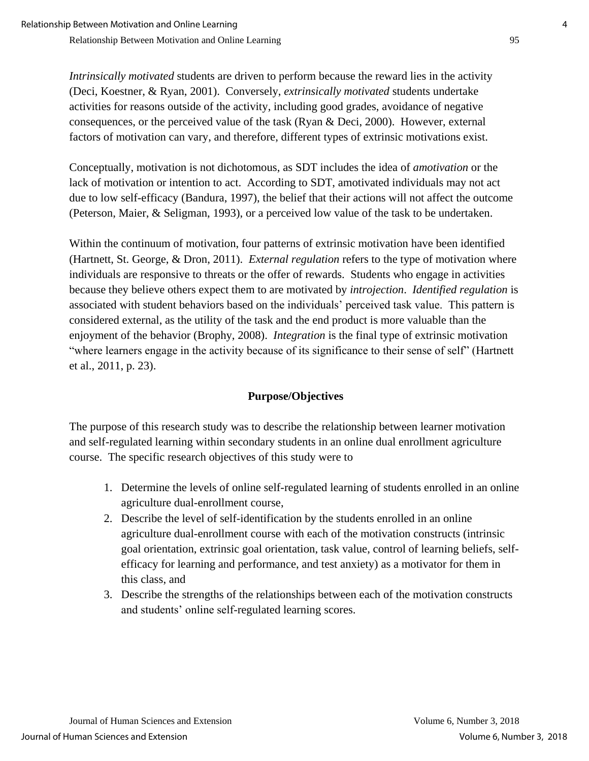*Intrinsically motivated* students are driven to perform because the reward lies in the activity (Deci, Koestner, & Ryan, 2001). Conversely, *extrinsically motivated* students undertake activities for reasons outside of the activity, including good grades, avoidance of negative consequences, or the perceived value of the task (Ryan & Deci, 2000). However, external factors of motivation can vary, and therefore, different types of extrinsic motivations exist.

Conceptually, motivation is not dichotomous, as SDT includes the idea of *amotivation* or the lack of motivation or intention to act. According to SDT, amotivated individuals may not act due to low self-efficacy (Bandura, 1997), the belief that their actions will not affect the outcome (Peterson, Maier, & Seligman, 1993), or a perceived low value of the task to be undertaken.

Within the continuum of motivation, four patterns of extrinsic motivation have been identified (Hartnett, St. George, & Dron, 2011). *External regulation* refers to the type of motivation where individuals are responsive to threats or the offer of rewards. Students who engage in activities because they believe others expect them to are motivated by *introjection*. *Identified regulation* is associated with student behaviors based on the individuals' perceived task value. This pattern is considered external, as the utility of the task and the end product is more valuable than the enjoyment of the behavior (Brophy, 2008). *Integration* is the final type of extrinsic motivation "where learners engage in the activity because of its significance to their sense of self" (Hartnett et al., 2011, p. 23).

## Purpose/Objectives

The purpose of this research study was to describe the relationship between learner motivation and self-regulated learning within secondary students in an online dual enrollment agriculture course. The specific research objectives of this study were to

1. Determine the levels of online self-regulated learning of students enrolled in an online agriculture dual-enrollment course,
2. Describe the level of self-identification by the students enrolled in an online agriculture dual-enrollment course with each of the motivation constructs (intrinsic goal orientation, extrinsic goal orientation, task value, control of learning beliefs, self-efficacy for learning and performance, and test anxiety) as a motivator for them in this class, and
3. Describe the strengths of the relationships between each of the motivation constructs and students' online self-regulated learning scores.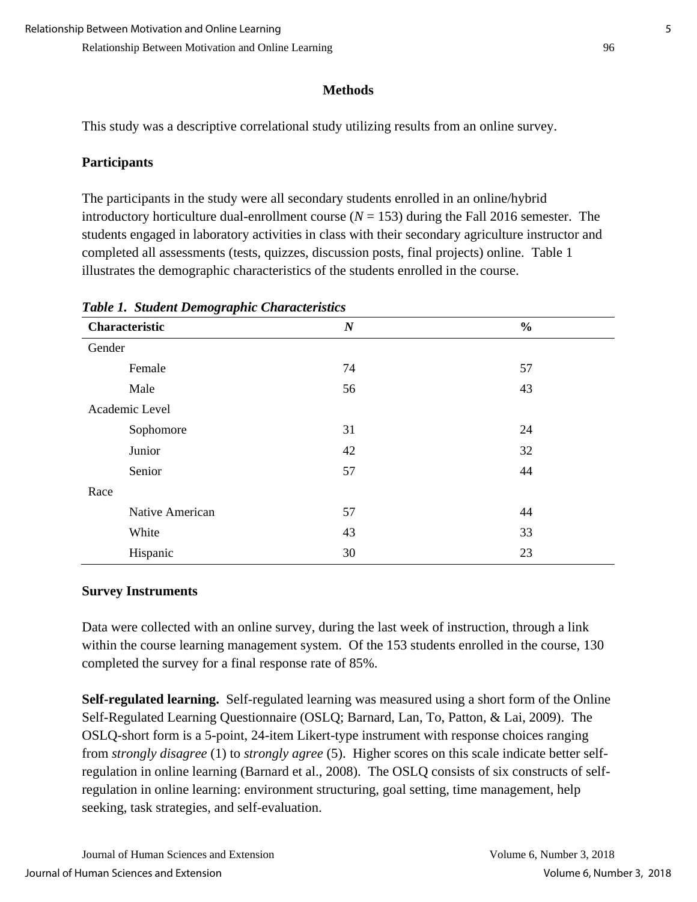## Methods

This study was a descriptive correlational study utilizing results from an online survey.

### Participants

The participants in the study were all secondary students enrolled in an online/hybrid introductory horticulture dual-enrollment course ($N$ = 153) during the Fall 2016 semester. The students engaged in laboratory activities in class with their secondary agriculture instructor and completed all assessments (tests, quizzes, discussion posts, final projects) online. Table 1 illustrates the demographic characteristics of the students enrolled in the course.

***Table 1. Student Demographic Characteristics***

| Characteristic | *N* | % |
|---|---|---|
| Gender | | |
| Female | 74 | 57 |
| Male | 56 | 43 |
| Academic Level | | |
| Sophomore | 31 | 24 |
| Junior | 42 | 32 |
| Senior | 57 | 44 |
| Race | | |
| Native American | 57 | 44 |
| White | 43 | 33 |
| Hispanic | 30 | 23 |

### Survey Instruments

Data were collected with an online survey, during the last week of instruction, through a link within the course learning management system. Of the 153 students enrolled in the course, 130 completed the survey for a final response rate of 85%.

**Self-regulated learning.** Self-regulated learning was measured using a short form of the Online Self-Regulated Learning Questionnaire (OSLQ; Barnard, Lan, To, Patton, & Lai, 2009). The OSLQ-short form is a 5-point, 24-item Likert-type instrument with response choices ranging from *strongly disagree* (1) to *strongly agree* (5). Higher scores on this scale indicate better self-regulation in online learning (Barnard et al., 2008). The OSLQ consists of six constructs of self-regulation in online learning: environment structuring, goal setting, time management, help seeking, task strategies, and self-evaluation.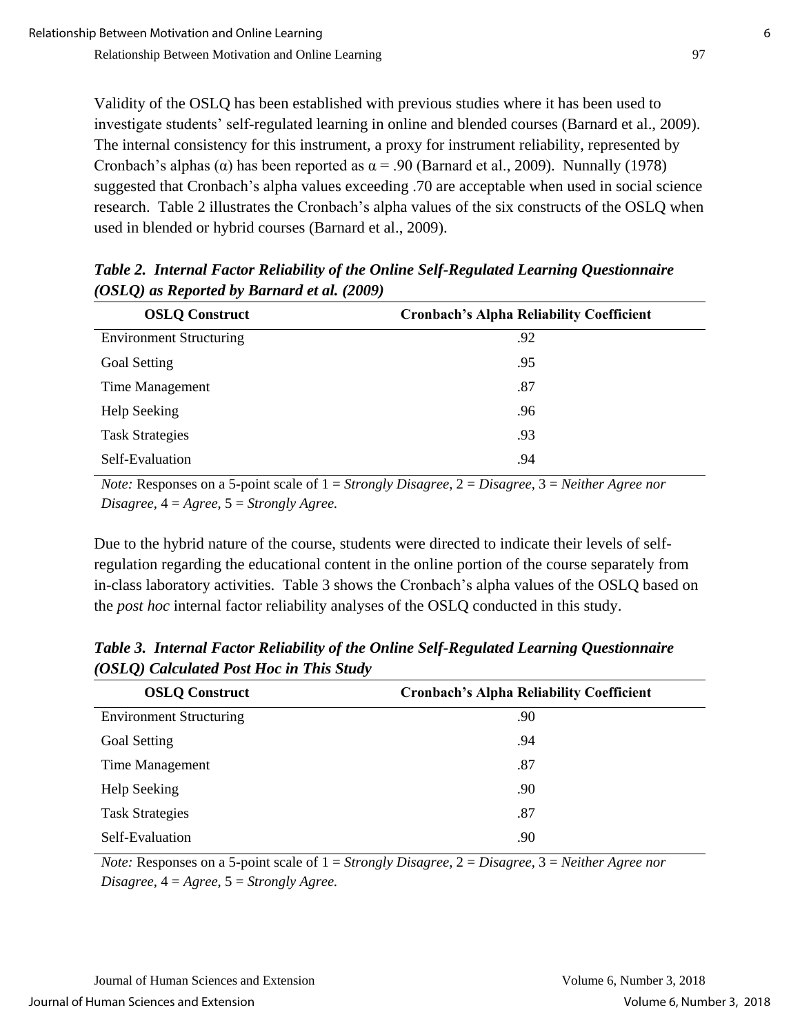Validity of the OSLQ has been established with previous studies where it has been used to investigate students' self-regulated learning in online and blended courses (Barnard et al., 2009). The internal consistency for this instrument, a proxy for instrument reliability, represented by Cronbach's alphas (α) has been reported as α = .90 (Barnard et al., 2009). Nunnally (1978) suggested that Cronbach's alpha values exceeding .70 are acceptable when used in social science research. Table 2 illustrates the Cronbach's alpha values of the six constructs of the OSLQ when used in blended or hybrid courses (Barnard et al., 2009).

***Table 2. Internal Factor Reliability of the Online Self-Regulated Learning Questionnaire (OSLQ) as Reported by Barnard et al. (2009)***

| OSLQ Construct | Cronbach's Alpha Reliability Coefficient |
|---|---|
| Environment Structuring | .92 |
| Goal Setting | .95 |
| Time Management | .87 |
| Help Seeking | .96 |
| Task Strategies | .93 |
| Self-Evaluation | .94 |

*Note:* Responses on a 5-point scale of 1 = *Strongly Disagree*, 2 = *Disagree*, 3 = *Neither Agree nor Disagree*, 4 = *Agree*, 5 = *Strongly Agree.*

Due to the hybrid nature of the course, students were directed to indicate their levels of self-regulation regarding the educational content in the online portion of the course separately from in-class laboratory activities. Table 3 shows the Cronbach's alpha values of the OSLQ based on the *post hoc* internal factor reliability analyses of the OSLQ conducted in this study.

***Table 3. Internal Factor Reliability of the Online Self-Regulated Learning Questionnaire (OSLQ) Calculated Post Hoc in This Study***

| OSLQ Construct | Cronbach's Alpha Reliability Coefficient |
|---|---|
| Environment Structuring | .90 |
| Goal Setting | .94 |
| Time Management | .87 |
| Help Seeking | .90 |
| Task Strategies | .87 |
| Self-Evaluation | .90 |

*Note:* Responses on a 5-point scale of 1 = *Strongly Disagree*, 2 = *Disagree*, 3 = *Neither Agree nor Disagree*, 4 = *Agree*, 5 = *Strongly Agree.*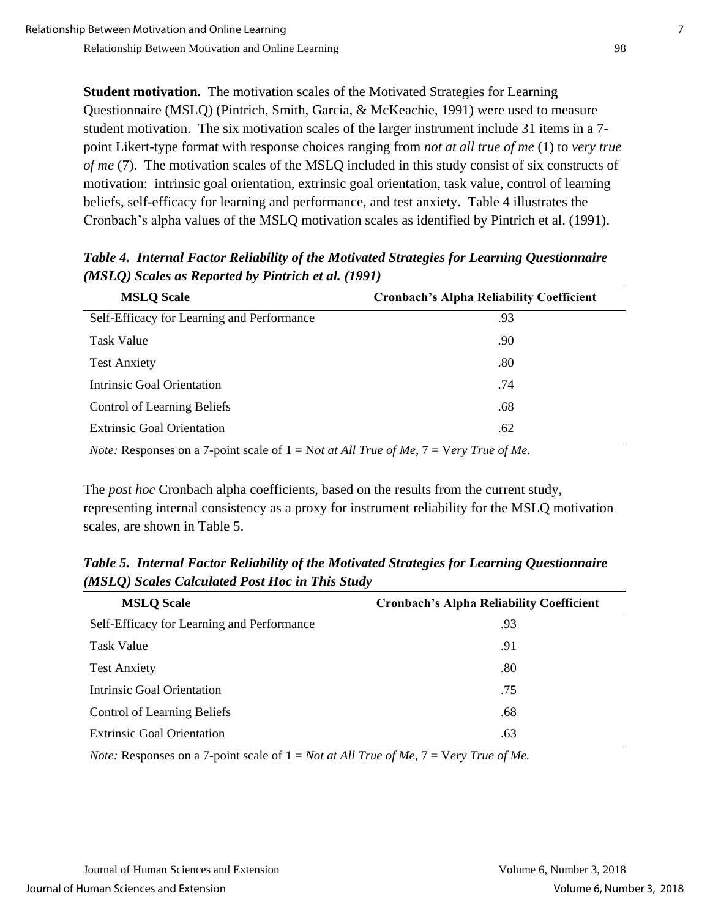**Student motivation.** The motivation scales of the Motivated Strategies for Learning Questionnaire (MSLQ) (Pintrich, Smith, Garcia, & McKeachie, 1991) were used to measure student motivation. The six motivation scales of the larger instrument include 31 items in a 7-point Likert-type format with response choices ranging from *not at all true of me* (1) to *very true of me* (7). The motivation scales of the MSLQ included in this study consist of six constructs of motivation: intrinsic goal orientation, extrinsic goal orientation, task value, control of learning beliefs, self-efficacy for learning and performance, and test anxiety. Table 4 illustrates the Cronbach's alpha values of the MSLQ motivation scales as identified by Pintrich et al. (1991).

***Table 4. Internal Factor Reliability of the Motivated Strategies for Learning Questionnaire (MSLQ) Scales as Reported by Pintrich et al. (1991)***

| MSLQ Scale | Cronbach's Alpha Reliability Coefficient |
|---|---|
| Self-Efficacy for Learning and Performance | .93 |
| Task Value | .90 |
| Test Anxiety | .80 |
| Intrinsic Goal Orientation | .74 |
| Control of Learning Beliefs | .68 |
| Extrinsic Goal Orientation | .62 |

*Note:* Responses on a 7-point scale of 1 = N*ot at All True of Me*, 7 = V*ery True of Me.*

The *post hoc* Cronbach alpha coefficients, based on the results from the current study, representing internal consistency as a proxy for instrument reliability for the MSLQ motivation scales, are shown in Table 5.

***Table 5. Internal Factor Reliability of the Motivated Strategies for Learning Questionnaire (MSLQ) Scales Calculated Post Hoc in This Study***

| MSLQ Scale | Cronbach's Alpha Reliability Coefficient |
|---|---|
| Self-Efficacy for Learning and Performance | .93 |
| Task Value | .91 |
| Test Anxiety | .80 |
| Intrinsic Goal Orientation | .75 |
| Control of Learning Beliefs | .68 |
| Extrinsic Goal Orientation | .63 |

*Note:* Responses on a 7-point scale of 1 = *Not at All True of Me*, 7 = V*ery True of Me.*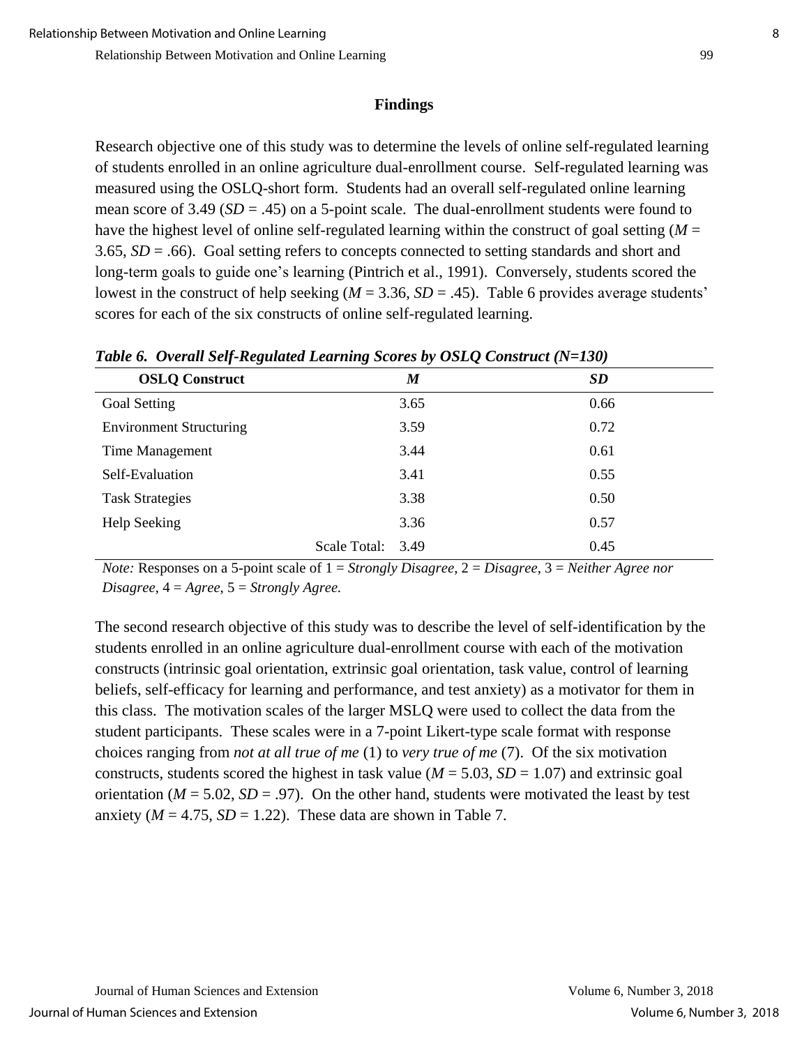## Findings

Research objective one of this study was to determine the levels of online self-regulated learning of students enrolled in an online agriculture dual-enrollment course. Self-regulated learning was measured using the OSLQ-short form. Students had an overall self-regulated online learning mean score of 3.49 (*SD* = .45) on a 5-point scale. The dual-enrollment students were found to have the highest level of online self-regulated learning within the construct of goal setting (*M* = 3.65, *SD* = .66). Goal setting refers to concepts connected to setting standards and short and long-term goals to guide one's learning (Pintrich et al., 1991). Conversely, students scored the lowest in the construct of help seeking (*M* = 3.36, *SD* = .45). Table 6 provides average students' scores for each of the six constructs of online self-regulated learning.

***Table 6. Overall Self-Regulated Learning Scores by OSLQ Construct (N=130)***

| OSLQ Construct | *M* | *SD* |
|---|---|---|
| Goal Setting | 3.65 | 0.66 |
| Environment Structuring | 3.59 | 0.72 |
| Time Management | 3.44 | 0.61 |
| Self-Evaluation | 3.41 | 0.55 |
| Task Strategies | 3.38 | 0.50 |
| Help Seeking | 3.36 | 0.57 |
| Scale Total: | 3.49 | 0.45 |

*Note:* Responses on a 5-point scale of 1 = *Strongly Disagree*, 2 = *Disagree*, 3 = *Neither Agree nor Disagree*, 4 = *Agree*, 5 = *Strongly Agree.*

The second research objective of this study was to describe the level of self-identification by the students enrolled in an online agriculture dual-enrollment course with each of the motivation constructs (intrinsic goal orientation, extrinsic goal orientation, task value, control of learning beliefs, self-efficacy for learning and performance, and test anxiety) as a motivator for them in this class. The motivation scales of the larger MSLQ were used to collect the data from the student participants. These scales were in a 7-point Likert-type scale format with response choices ranging from *not at all true of me* (1) to *very true of me* (7). Of the six motivation constructs, students scored the highest in task value (*M* = 5.03, *SD* = 1.07) and extrinsic goal orientation (*M* = 5.02, *SD* = .97). On the other hand, students were motivated the least by test anxiety (*M* = 4.75, *SD* = 1.22). These data are shown in Table 7.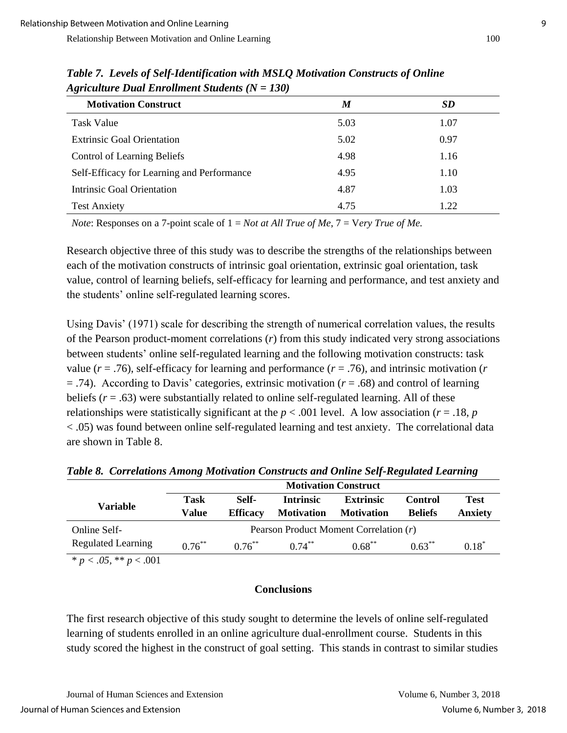***Table 7. Levels of Self-Identification with MSLQ Motivation Constructs of Online Agriculture Dual Enrollment Students (N = 130)***

| **Motivation Construct** | ***M*** | ***SD*** |
|---|---|---|
| Task Value | 5.03 | 1.07 |
| Extrinsic Goal Orientation | 5.02 | 0.97 |
| Control of Learning Beliefs | 4.98 | 1.16 |
| Self-Efficacy for Learning and Performance | 4.95 | 1.10 |
| Intrinsic Goal Orientation | 4.87 | 1.03 |
| Test Anxiety | 4.75 | 1.22 |

*Note*: Responses on a 7-point scale of 1 = *Not at All True of Me*, 7 = V*ery True of Me.*

Research objective three of this study was to describe the strengths of the relationships between each of the motivation constructs of intrinsic goal orientation, extrinsic goal orientation, task value, control of learning beliefs, self-efficacy for learning and performance, and test anxiety and the students' online self-regulated learning scores.

Using Davis' (1971) scale for describing the strength of numerical correlation values, the results of the Pearson product-moment correlations ($r$) from this study indicated very strong associations between students' online self-regulated learning and the following motivation constructs: task value ($r = .76$), self-efficacy for learning and performance ($r = .76$), and intrinsic motivation ($r = .74$). According to Davis' categories, extrinsic motivation ($r = .68$) and control of learning beliefs ($r = .63$) were substantially related to online self-regulated learning. All of these relationships were statistically significant at the $p < .001$ level. A low association ($r = .18$, $p < .05$) was found between online self-regulated learning and test anxiety. The correlational data are shown in Table 8.

***Table 8. Correlations Among Motivation Constructs and Online Self-Regulated Learning***

| **Variable** | **Motivation Construct** | | | | | |
|---|---|---|---|---|---|---|
| | **Task Value** | **Self-Efficacy** | **Intrinsic Motivation** | **Extrinsic Motivation** | **Control Beliefs** | **Test Anxiety** |
| Online Self-Regulated Learning | Pearson Product Moment Correlation ($r$) | | | | | |
| | $0.76^{**}$ | $0.76^{**}$ | $0.74^{**}$ | $0.68^{**}$ | $0.63^{**}$ | $0.18^{*}$ |

\* $p < .05$, \*\* $p < .001$

## Conclusions

The first research objective of this study sought to determine the levels of online self-regulated learning of students enrolled in an online agriculture dual-enrollment course. Students in this study scored the highest in the construct of goal setting. This stands in contrast to similar studies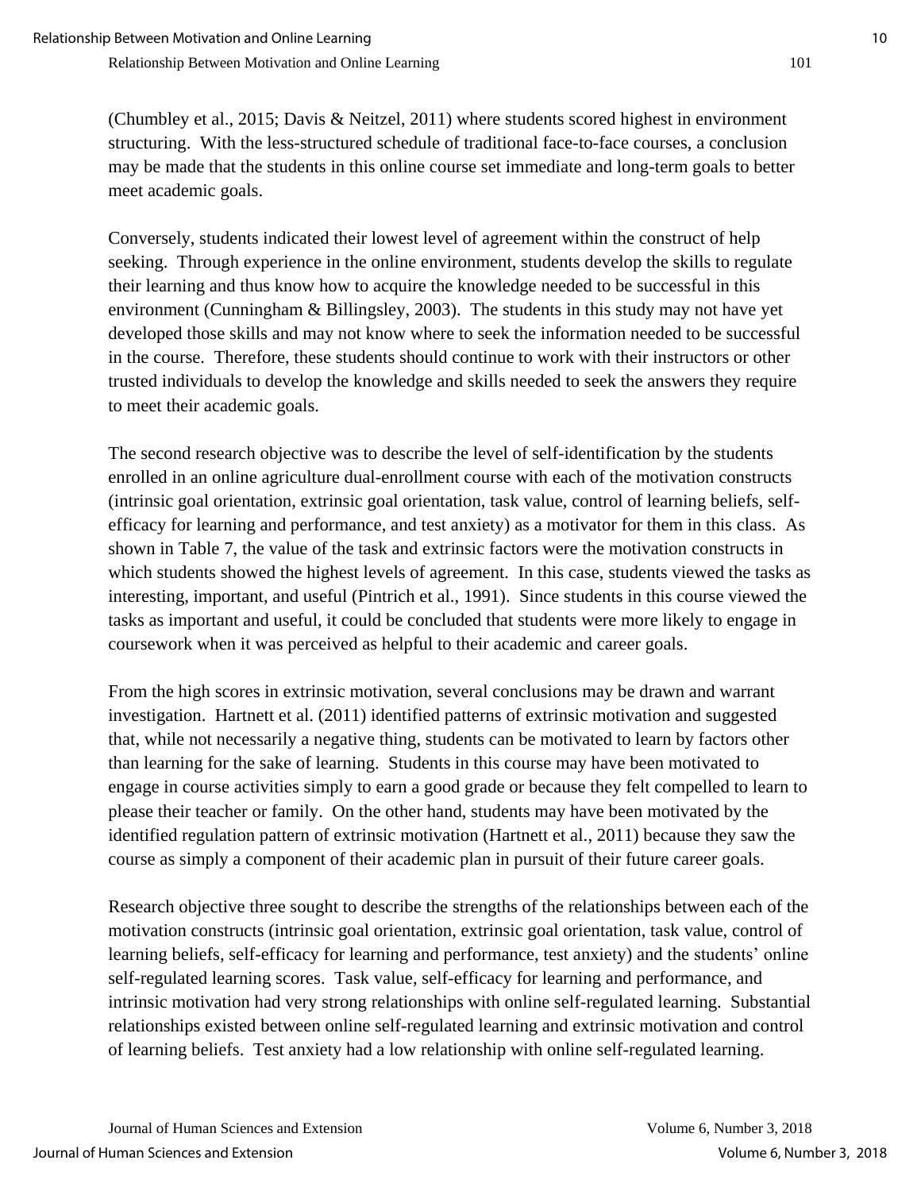(Chumbley et al., 2015; Davis & Neitzel, 2011) where students scored highest in environment structuring. With the less-structured schedule of traditional face-to-face courses, a conclusion may be made that the students in this online course set immediate and long-term goals to better meet academic goals.

Conversely, students indicated their lowest level of agreement within the construct of help seeking. Through experience in the online environment, students develop the skills to regulate their learning and thus know how to acquire the knowledge needed to be successful in this environment (Cunningham & Billingsley, 2003). The students in this study may not have yet developed those skills and may not know where to seek the information needed to be successful in the course. Therefore, these students should continue to work with their instructors or other trusted individuals to develop the knowledge and skills needed to seek the answers they require to meet their academic goals.

The second research objective was to describe the level of self-identification by the students enrolled in an online agriculture dual-enrollment course with each of the motivation constructs (intrinsic goal orientation, extrinsic goal orientation, task value, control of learning beliefs, self-efficacy for learning and performance, and test anxiety) as a motivator for them in this class. As shown in Table 7, the value of the task and extrinsic factors were the motivation constructs in which students showed the highest levels of agreement. In this case, students viewed the tasks as interesting, important, and useful (Pintrich et al., 1991). Since students in this course viewed the tasks as important and useful, it could be concluded that students were more likely to engage in coursework when it was perceived as helpful to their academic and career goals.

From the high scores in extrinsic motivation, several conclusions may be drawn and warrant investigation. Hartnett et al. (2011) identified patterns of extrinsic motivation and suggested that, while not necessarily a negative thing, students can be motivated to learn by factors other than learning for the sake of learning. Students in this course may have been motivated to engage in course activities simply to earn a good grade or because they felt compelled to learn to please their teacher or family. On the other hand, students may have been motivated by the identified regulation pattern of extrinsic motivation (Hartnett et al., 2011) because they saw the course as simply a component of their academic plan in pursuit of their future career goals.

Research objective three sought to describe the strengths of the relationships between each of the motivation constructs (intrinsic goal orientation, extrinsic goal orientation, task value, control of learning beliefs, self-efficacy for learning and performance, test anxiety) and the students' online self-regulated learning scores. Task value, self-efficacy for learning and performance, and intrinsic motivation had very strong relationships with online self-regulated learning. Substantial relationships existed between online self-regulated learning and extrinsic motivation and control of learning beliefs. Test anxiety had a low relationship with online self-regulated learning.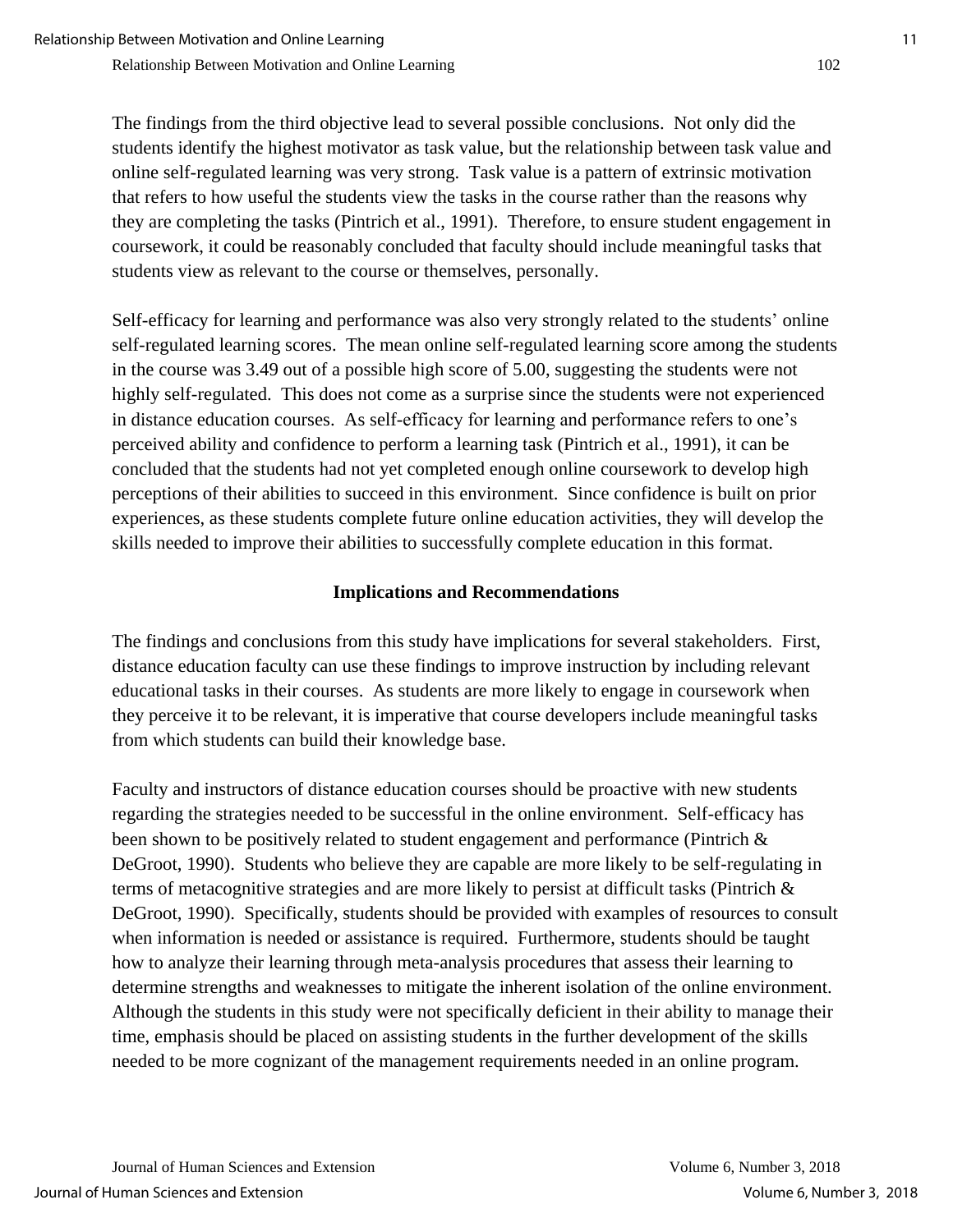The findings from the third objective lead to several possible conclusions. Not only did the students identify the highest motivator as task value, but the relationship between task value and online self-regulated learning was very strong. Task value is a pattern of extrinsic motivation that refers to how useful the students view the tasks in the course rather than the reasons why they are completing the tasks (Pintrich et al., 1991). Therefore, to ensure student engagement in coursework, it could be reasonably concluded that faculty should include meaningful tasks that students view as relevant to the course or themselves, personally.

Self-efficacy for learning and performance was also very strongly related to the students' online self-regulated learning scores. The mean online self-regulated learning score among the students in the course was 3.49 out of a possible high score of 5.00, suggesting the students were not highly self-regulated. This does not come as a surprise since the students were not experienced in distance education courses. As self-efficacy for learning and performance refers to one's perceived ability and confidence to perform a learning task (Pintrich et al., 1991), it can be concluded that the students had not yet completed enough online coursework to develop high perceptions of their abilities to succeed in this environment. Since confidence is built on prior experiences, as these students complete future online education activities, they will develop the skills needed to improve their abilities to successfully complete education in this format.

## Implications and Recommendations

The findings and conclusions from this study have implications for several stakeholders. First, distance education faculty can use these findings to improve instruction by including relevant educational tasks in their courses. As students are more likely to engage in coursework when they perceive it to be relevant, it is imperative that course developers include meaningful tasks from which students can build their knowledge base.

Faculty and instructors of distance education courses should be proactive with new students regarding the strategies needed to be successful in the online environment. Self-efficacy has been shown to be positively related to student engagement and performance (Pintrich & DeGroot, 1990). Students who believe they are capable are more likely to be self-regulating in terms of metacognitive strategies and are more likely to persist at difficult tasks (Pintrich & DeGroot, 1990). Specifically, students should be provided with examples of resources to consult when information is needed or assistance is required. Furthermore, students should be taught how to analyze their learning through meta-analysis procedures that assess their learning to determine strengths and weaknesses to mitigate the inherent isolation of the online environment. Although the students in this study were not specifically deficient in their ability to manage their time, emphasis should be placed on assisting students in the further development of the skills needed to be more cognizant of the management requirements needed in an online program.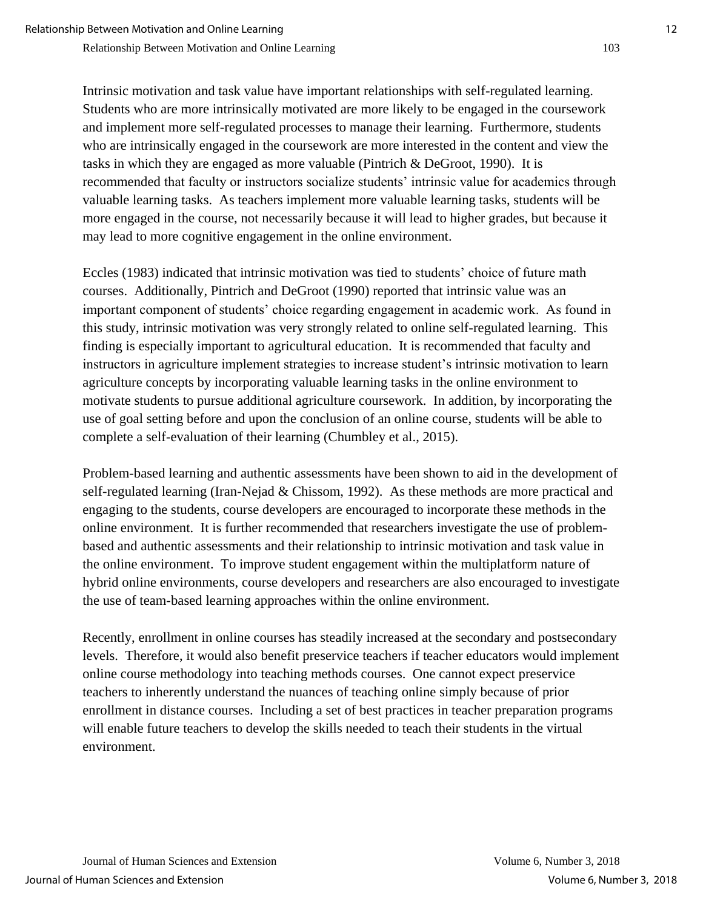Intrinsic motivation and task value have important relationships with self-regulated learning. Students who are more intrinsically motivated are more likely to be engaged in the coursework and implement more self-regulated processes to manage their learning. Furthermore, students who are intrinsically engaged in the coursework are more interested in the content and view the tasks in which they are engaged as more valuable (Pintrich & DeGroot, 1990). It is recommended that faculty or instructors socialize students' intrinsic value for academics through valuable learning tasks. As teachers implement more valuable learning tasks, students will be more engaged in the course, not necessarily because it will lead to higher grades, but because it may lead to more cognitive engagement in the online environment.

Eccles (1983) indicated that intrinsic motivation was tied to students' choice of future math courses. Additionally, Pintrich and DeGroot (1990) reported that intrinsic value was an important component of students' choice regarding engagement in academic work. As found in this study, intrinsic motivation was very strongly related to online self-regulated learning. This finding is especially important to agricultural education. It is recommended that faculty and instructors in agriculture implement strategies to increase student's intrinsic motivation to learn agriculture concepts by incorporating valuable learning tasks in the online environment to motivate students to pursue additional agriculture coursework. In addition, by incorporating the use of goal setting before and upon the conclusion of an online course, students will be able to complete a self-evaluation of their learning (Chumbley et al., 2015).

Problem-based learning and authentic assessments have been shown to aid in the development of self-regulated learning (Iran-Nejad & Chissom, 1992). As these methods are more practical and engaging to the students, course developers are encouraged to incorporate these methods in the online environment. It is further recommended that researchers investigate the use of problem-based and authentic assessments and their relationship to intrinsic motivation and task value in the online environment. To improve student engagement within the multiplatform nature of hybrid online environments, course developers and researchers are also encouraged to investigate the use of team-based learning approaches within the online environment.

Recently, enrollment in online courses has steadily increased at the secondary and postsecondary levels. Therefore, it would also benefit preservice teachers if teacher educators would implement online course methodology into teaching methods courses. One cannot expect preservice teachers to inherently understand the nuances of teaching online simply because of prior enrollment in distance courses. Including a set of best practices in teacher preparation programs will enable future teachers to develop the skills needed to teach their students in the virtual environment.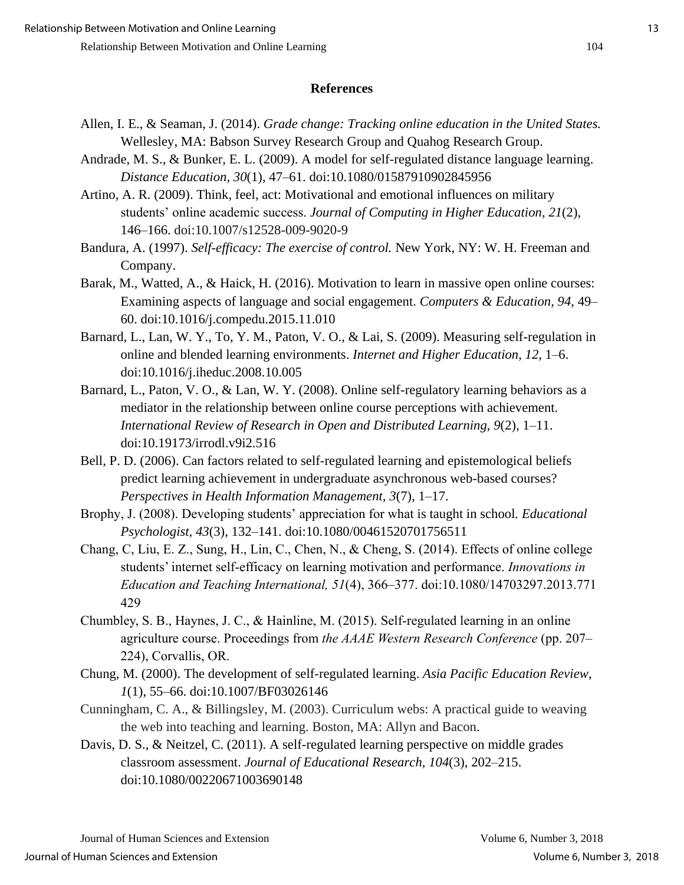## References

Allen, I. E., & Seaman, J. (2014). *Grade change: Tracking online education in the United States.* Wellesley, MA: Babson Survey Research Group and Quahog Research Group.

Andrade, M. S., & Bunker, E. L. (2009). A model for self-regulated distance language learning. *Distance Education, 30*(1), 47–61. doi:10.1080/01587910902845956

Artino, A. R. (2009). Think, feel, act: Motivational and emotional influences on military students' online academic success. *Journal of Computing in Higher Education*, *21*(2), 146–166. doi:10.1007/s12528-009-9020-9

Bandura, A. (1997). *Self-efficacy: The exercise of control.* New York, NY: W. H. Freeman and Company.

Barak, M., Watted, A., & Haick, H. (2016). Motivation to learn in massive open online courses: Examining aspects of language and social engagement. *Computers & Education, 94*, 49–60. doi:10.1016/j.compedu.2015.11.010

Barnard, L., Lan, W. Y., To, Y. M., Paton, V. O., & Lai, S. (2009). Measuring self-regulation in online and blended learning environments. *Internet and Higher Education*, *12*, 1–6. doi:10.1016/j.iheduc.2008.10.005

Barnard, L., Paton, V. O., & Lan, W. Y. (2008). Online self-regulatory learning behaviors as a mediator in the relationship between online course perceptions with achievement. *International Review of Research in Open and Distributed Learning*, *9*(2), 1–11. doi:10.19173/irrodl.v9i2.516

Bell, P. D. (2006). Can factors related to self-regulated learning and epistemological beliefs predict learning achievement in undergraduate asynchronous web-based courses? *Perspectives in Health Information Management, 3*(7), 1–17.

Brophy, J. (2008). Developing students' appreciation for what is taught in school*. Educational Psychologist*, *43*(3), 132–141. doi:10.1080/00461520701756511

Chang, C, Liu, E. Z., Sung, H., Lin, C., Chen, N., & Cheng, S. (2014). Effects of online college students' internet self-efficacy on learning motivation and performance. *Innovations in Education and Teaching International, 51*(4), 366–377. doi:10.1080/14703297.2013.771429

Chumbley, S. B., Haynes, J. C., & Hainline, M. (2015). Self-regulated learning in an online agriculture course. Proceedings from *the AAAE Western Research Conference* (pp. 207–224), Corvallis, OR.

Chung, M. (2000). The development of self-regulated learning. *Asia Pacific Education Review*, *1*(1), 55–66. doi:10.1007/BF03026146

Cunningham, C. A., & Billingsley, M. (2003). Curriculum webs: A practical guide to weaving the web into teaching and learning. Boston, MA: Allyn and Bacon.

Davis, D. S., & Neitzel, C. (2011). A self-regulated learning perspective on middle grades classroom assessment. *Journal of Educational Research*, *104*(3), 202–215. doi:10.1080/00220671003690148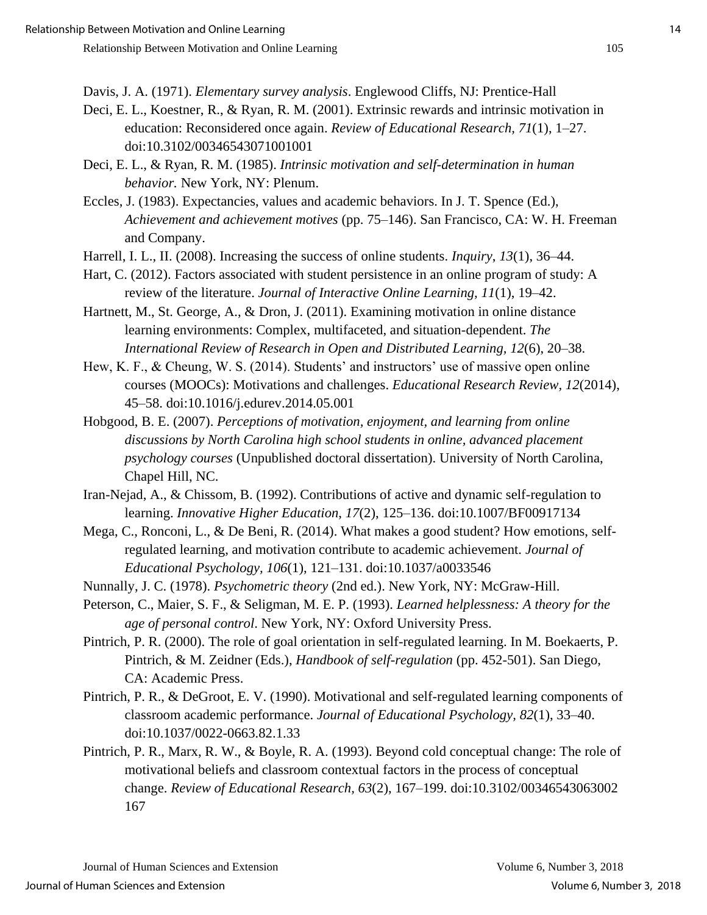Davis, J. A. (1971). *Elementary survey analysis*. Englewood Cliffs, NJ: Prentice-Hall

Deci, E. L., Koestner, R., & Ryan, R. M. (2001). Extrinsic rewards and intrinsic motivation in education: Reconsidered once again. *Review of Educational Research, 71*(1), 1–27. doi:10.3102/00346543071001001

Deci, E. L., & Ryan, R. M. (1985). *Intrinsic motivation and self-determination in human behavior.* New York, NY: Plenum.

Eccles, J. (1983). Expectancies, values and academic behaviors. In J. T. Spence (Ed.), *Achievement and achievement motives* (pp. 75–146). San Francisco, CA: W. H. Freeman and Company.

Harrell, I. L., II. (2008). Increasing the success of online students. *Inquiry*, *13*(1), 36–44.

Hart, C. (2012). Factors associated with student persistence in an online program of study: A review of the literature. *Journal of Interactive Online Learning, 11*(1), 19–42.

Hartnett, M., St. George, A., & Dron, J. (2011). Examining motivation in online distance learning environments: Complex, multifaceted, and situation-dependent. *The International Review of Research in Open and Distributed Learning, 12*(6), 20–38.

Hew, K. F., & Cheung, W. S. (2014). Students' and instructors' use of massive open online courses (MOOCs): Motivations and challenges. *Educational Research Review, 12*(2014), 45–58. doi:10.1016/j.edurev.2014.05.001

Hobgood, B. E. (2007). *Perceptions of motivation, enjoyment, and learning from online discussions by North Carolina high school students in online, advanced placement psychology courses* (Unpublished doctoral dissertation). University of North Carolina, Chapel Hill, NC.

Iran-Nejad, A., & Chissom, B. (1992). Contributions of active and dynamic self-regulation to learning. *Innovative Higher Education, 17*(2), 125–136. doi:10.1007/BF00917134

Mega, C., Ronconi, L., & De Beni, R. (2014). What makes a good student? How emotions, self-regulated learning, and motivation contribute to academic achievement. *Journal of Educational Psychology, 106*(1), 121–131. doi:10.1037/a0033546

Nunnally, J. C. (1978). *Psychometric theory* (2nd ed.). New York, NY: McGraw-Hill.

Peterson, C., Maier, S. F., & Seligman, M. E. P. (1993). *Learned helplessness: A theory for the age of personal control*. New York, NY: Oxford University Press.

Pintrich, P. R. (2000). The role of goal orientation in self-regulated learning. In M. Boekaerts, P. Pintrich, & M. Zeidner (Eds.), *Handbook of self-regulation* (pp. 452-501). San Diego, CA: Academic Press.

Pintrich, P. R., & DeGroot, E. V. (1990). Motivational and self-regulated learning components of classroom academic performance. *Journal of Educational Psychology, 82*(1), 33–40. doi:10.1037/0022-0663.82.1.33

Pintrich, P. R., Marx, R. W., & Boyle, R. A. (1993). Beyond cold conceptual change: The role of motivational beliefs and classroom contextual factors in the process of conceptual change. *Review of Educational Research, 63*(2), 167–199. doi:10.3102/00346543063002167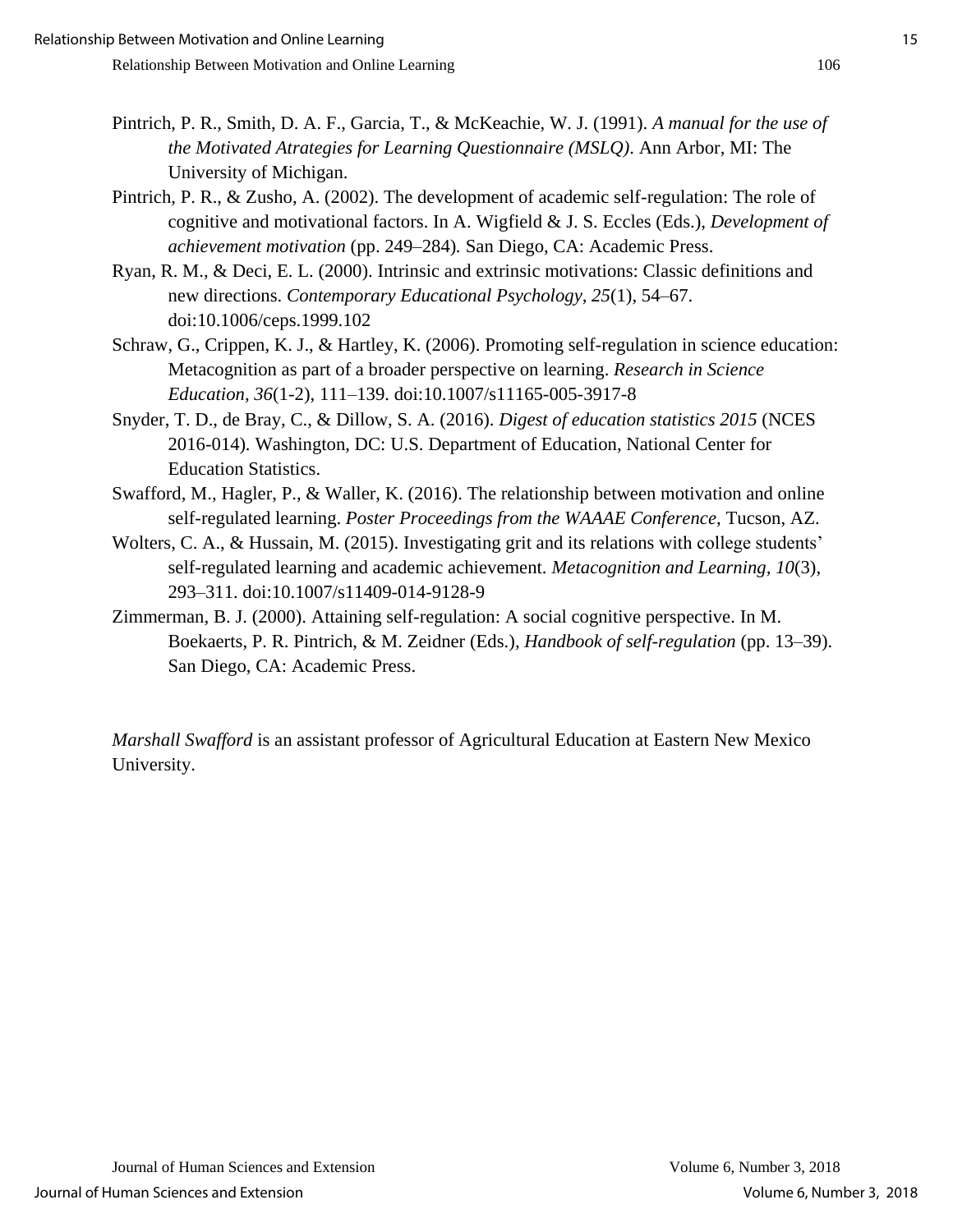Pintrich, P. R., Smith, D. A. F., Garcia, T., & McKeachie, W. J. (1991). *A manual for the use of the Motivated Atrategies for Learning Questionnaire (MSLQ)*. Ann Arbor, MI: The University of Michigan.

Pintrich, P. R., & Zusho, A. (2002). The development of academic self-regulation: The role of cognitive and motivational factors. In A. Wigfield & J. S. Eccles (Eds.), *Development of achievement motivation* (pp. 249–284)*.* San Diego, CA: Academic Press.

Ryan, R. M., & Deci, E. L. (2000). Intrinsic and extrinsic motivations: Classic definitions and new directions. *Contemporary Educational Psychology, 25*(1), 54–67. doi:10.1006/ceps.1999.102

Schraw, G., Crippen, K. J., & Hartley, K. (2006). Promoting self-regulation in science education: Metacognition as part of a broader perspective on learning. *Research in Science Education, 36*(1-2), 111–139. doi:10.1007/s11165-005-3917-8

Snyder, T. D., de Bray, C., & Dillow, S. A. (2016). *Digest of education statistics 2015* (NCES 2016-014)*.* Washington, DC: U.S. Department of Education, National Center for Education Statistics.

Swafford, M., Hagler, P., & Waller, K. (2016). The relationship between motivation and online self-regulated learning. *Poster Proceedings from the WAAAE Conference*, Tucson, AZ.

Wolters, C. A., & Hussain, M. (2015). Investigating grit and its relations with college students' self-regulated learning and academic achievement. *Metacognition and Learning, 10*(3), 293–311. doi:10.1007/s11409-014-9128-9

Zimmerman, B. J. (2000). Attaining self-regulation: A social cognitive perspective. In M. Boekaerts, P. R. Pintrich, & M. Zeidner (Eds.), *Handbook of self-regulation* (pp. 13–39). San Diego, CA: Academic Press.

*Marshall Swafford* is an assistant professor of Agricultural Education at Eastern New Mexico University.